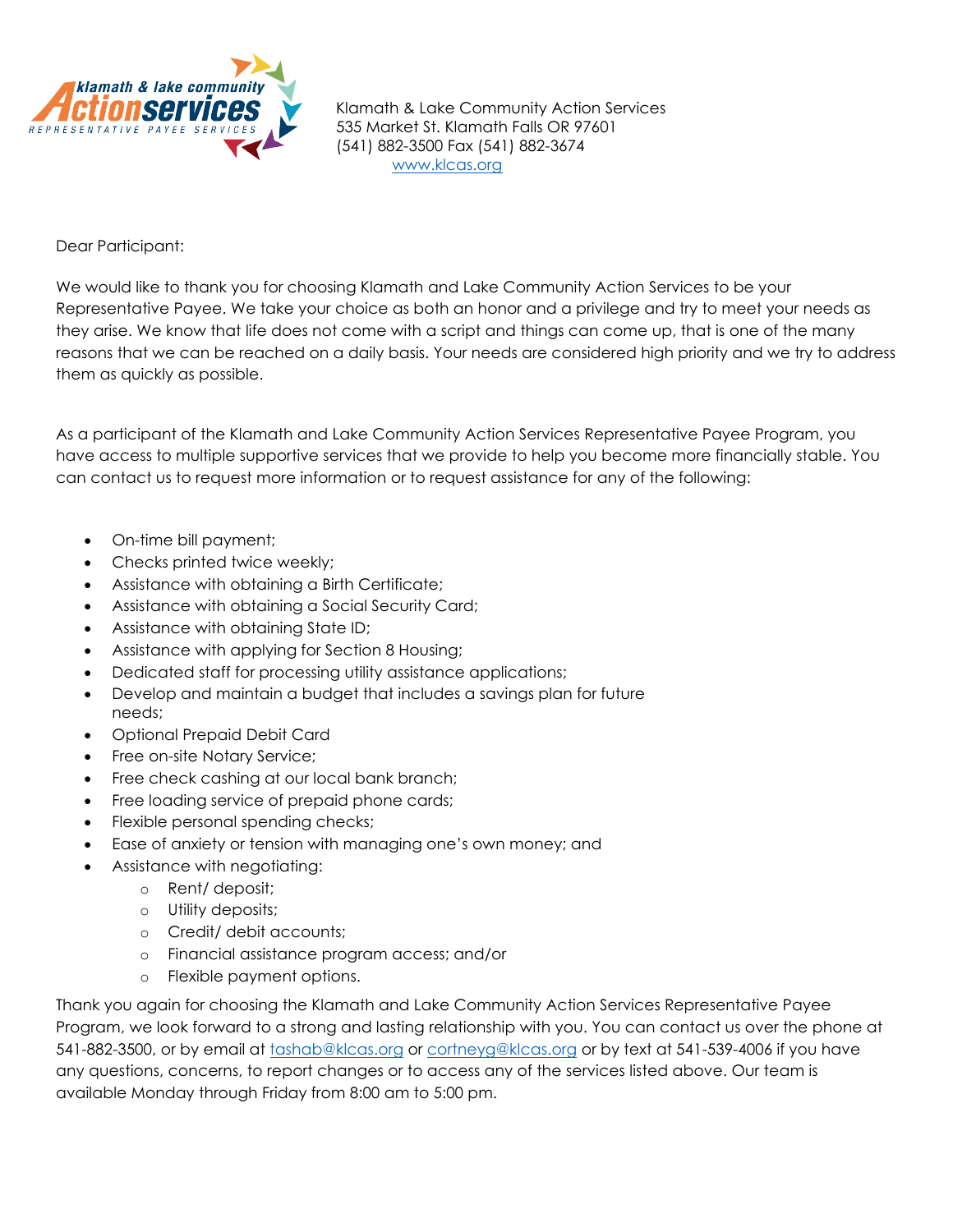klamath & lake community **Actionservices** REPRESENTATIVE PAYEE SERVICES

Klamath & Lake Community Action Services
535 Market St. Klamath Falls OR 97601
(541) 882-3500 Fax (541) 882-3674
www.klcas.org

Dear Participant:

We would like to thank you for choosing Klamath and Lake Community Action Services to be your Representative Payee. We take your choice as both an honor and a privilege and try to meet your needs as they arise. We know that life does not come with a script and things can come up, that is one of the many reasons that we can be reached on a daily basis. Your needs are considered high priority and we try to address them as quickly as possible.

As a participant of the Klamath and Lake Community Action Services Representative Payee Program, you have access to multiple supportive services that we provide to help you become more financially stable. You can contact us to request more information or to request assistance for any of the following:

- On-time bill payment;
- Checks printed twice weekly;
- Assistance with obtaining a Birth Certificate;
- Assistance with obtaining a Social Security Card;
- Assistance with obtaining State ID;
- Assistance with applying for Section 8 Housing;
- Dedicated staff for processing utility assistance applications;
- Develop and maintain a budget that includes a savings plan for future needs;
- Optional Prepaid Debit Card
- Free on-site Notary Service;
- Free check cashing at our local bank branch;
- Free loading service of prepaid phone cards;
- Flexible personal spending checks;
- Ease of anxiety or tension with managing one's own money; and
- Assistance with negotiating:
  - Rent/ deposit;
  - Utility deposits;
  - Credit/ debit accounts;
  - Financial assistance program access; and/or
  - Flexible payment options.

Thank you again for choosing the Klamath and Lake Community Action Services Representative Payee Program, we look forward to a strong and lasting relationship with you. You can contact us over the phone at 541-882-3500, or by email at tashab@klcas.org or cortneyg@klcas.org or by text at 541-539-4006 if you have any questions, concerns, to report changes or to access any of the services listed above. Our team is available Monday through Friday from 8:00 am to 5:00 pm.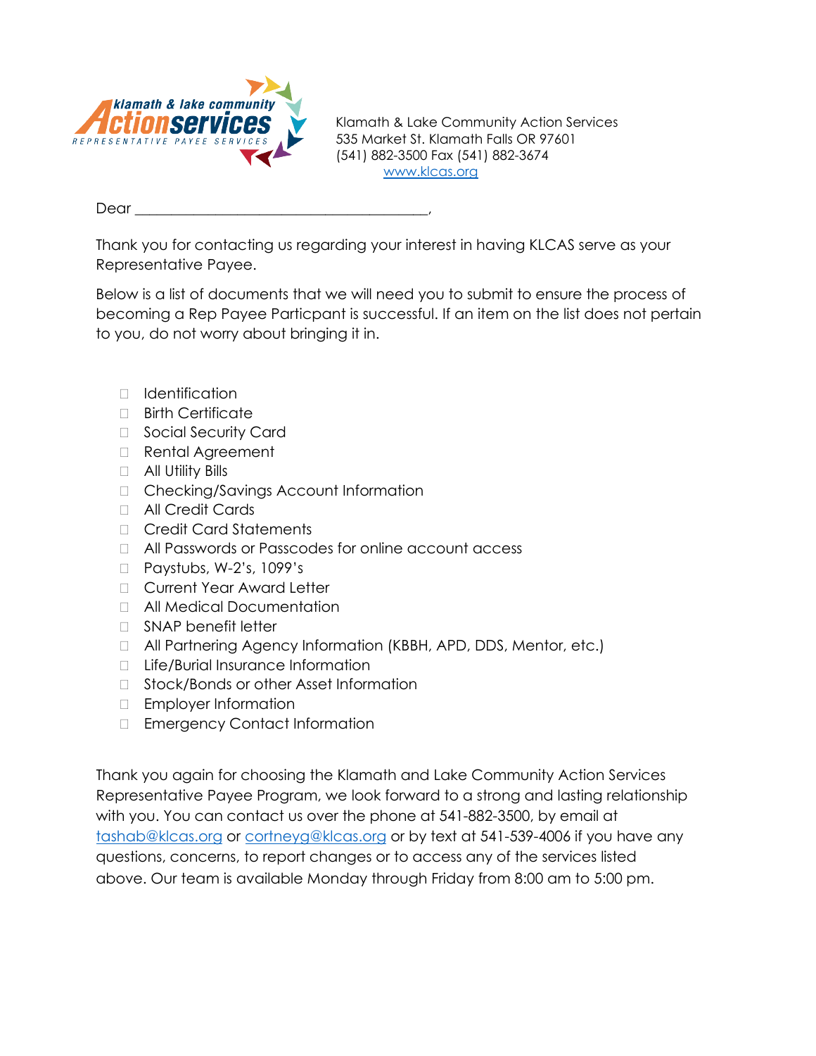Klamath & Lake Community Action Services
535 Market St. Klamath Falls OR 97601
(541) 882-3500 Fax (541) 882-3674
www.klcas.org

Dear \_\_\_\_\_\_\_\_\_\_\_\_\_\_\_\_\_\_\_\_\_\_\_\_\_\_\_\_\_\_\_\_\_\_\_\_\_\_\_\_,

Thank you for contacting us regarding your interest in having KLCAS serve as your Representative Payee.

Below is a list of documents that we will need you to submit to ensure the process of becoming a Rep Payee Particpant is successful. If an item on the list does not pertain to you, do not worry about bringing it in.

- ☐ Identification
- ☐ Birth Certificate
- ☐ Social Security Card
- ☐ Rental Agreement
- ☐ All Utility Bills
- ☐ Checking/Savings Account Information
- ☐ All Credit Cards
- ☐ Credit Card Statements
- ☐ All Passwords or Passcodes for online account access
- ☐ Paystubs, W-2's, 1099's
- ☐ Current Year Award Letter
- ☐ All Medical Documentation
- ☐ SNAP benefit letter
- ☐ All Partnering Agency Information (KBBH, APD, DDS, Mentor, etc.)
- ☐ Life/Burial Insurance Information
- ☐ Stock/Bonds or other Asset Information
- ☐ Employer Information
- ☐ Emergency Contact Information

Thank you again for choosing the Klamath and Lake Community Action Services Representative Payee Program, we look forward to a strong and lasting relationship with you. You can contact us over the phone at 541-882-3500, by email at tashab@klcas.org or cortneyg@klcas.org or by text at 541-539-4006 if you have any questions, concerns, to report changes or to access any of the services listed above. Our team is available Monday through Friday from 8:00 am to 5:00 pm.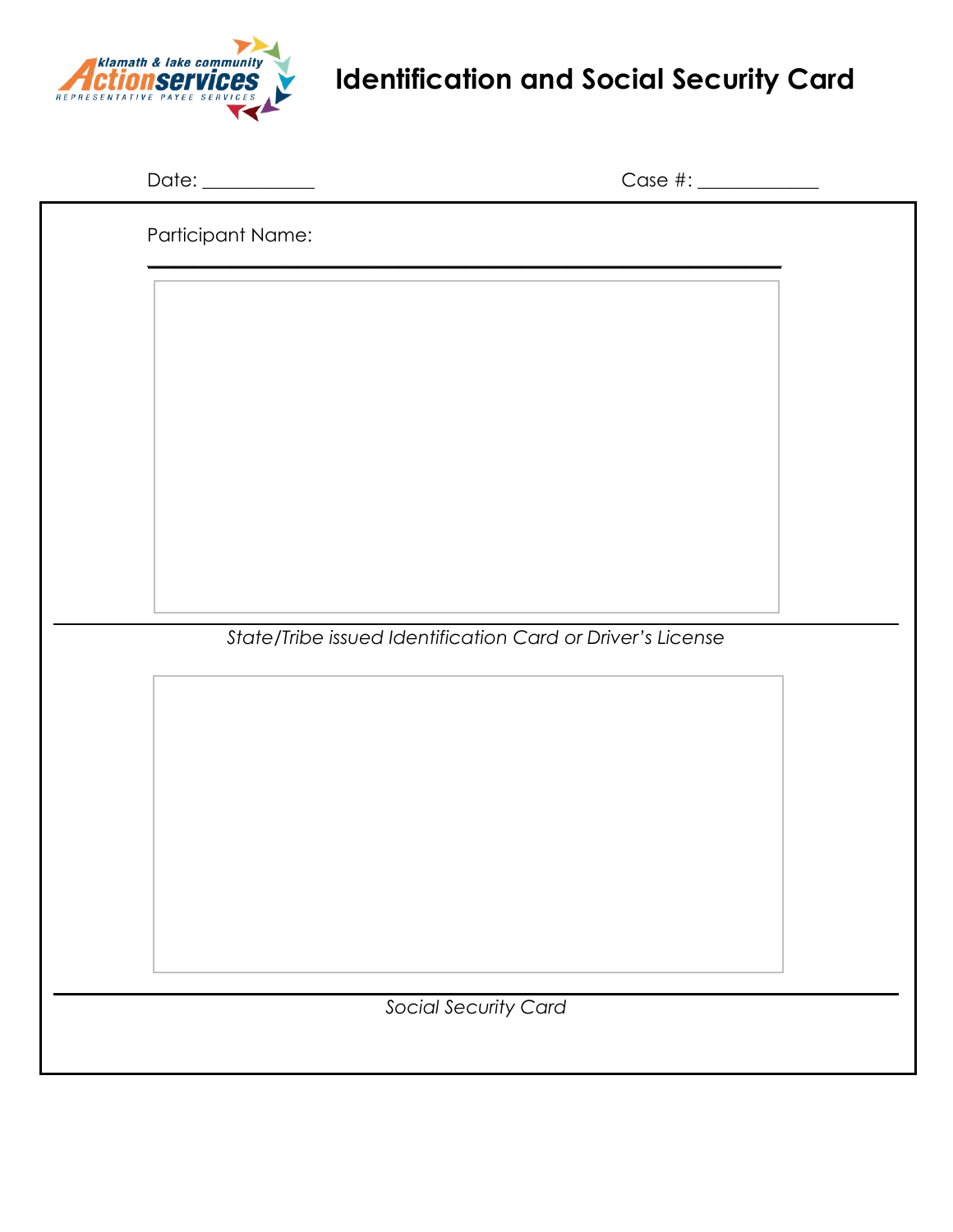# Identification and Social Security Card

klamath & lake community Actionservices
REPRESENTATIVE PAYEE SERVICES

Date: ___________ Case #: ____________

Participant Name:

_____________________________________________

*State/Tribe issued Identification Card or Driver's License*

*Social Security Card*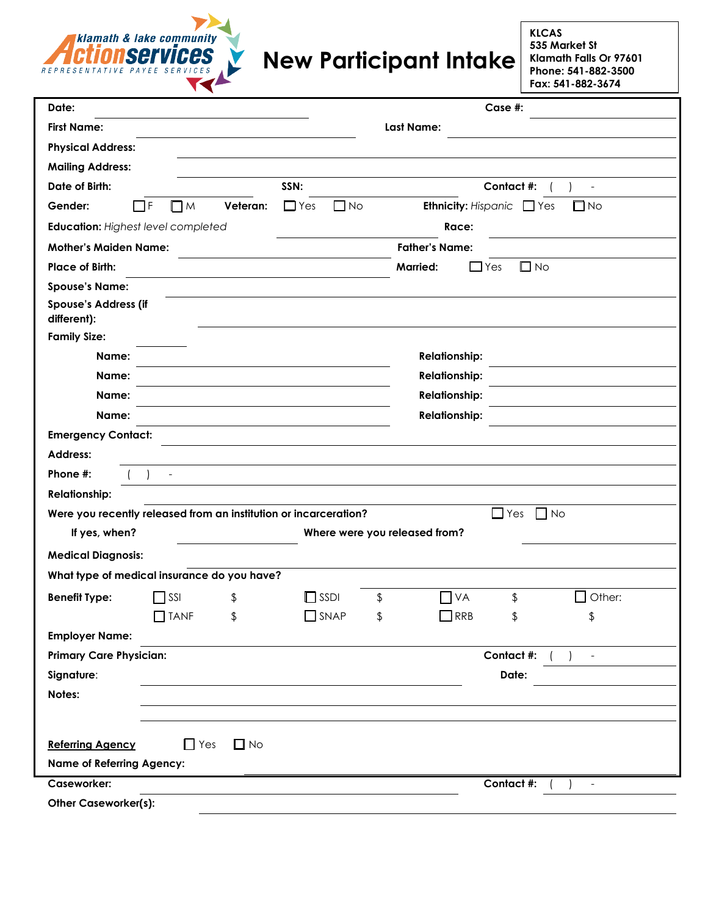klamath & lake community **Actionservices**
REPRESENTATIVE PAYEE SERVICES

# New Participant Intake

**KLCAS**
**535 Market St**
**Klamath Falls Or 97601**
**Phone: 541-882-3500**
**Fax: 541-882-3674**

**Date:** ____________________ **Case #:** ____________________

**First Name:** ____________________ **Last Name:** ____________________

**Physical Address:** ____________________

**Mailing Address:** ____________________

**Date of Birth:** __________ **SSN:** __________ **Contact #:** ( ) -

**Gender:** ☐ F ☐ M **Veteran:** ☐ Yes ☐ No **Ethnicity:** *Hispanic* ☐ Yes ☐ No

**Education:** *Highest level completed* __________ **Race:** __________

**Mother's Maiden Name:** __________ **Father's Name:** __________

**Place of Birth:** __________ **Married:** ☐ Yes ☐ No

**Spouse's Name:** ____________________

**Spouse's Address (if different):** ____________________

**Family Size:** ______

**Name:** __________ **Relationship:** __________

**Name:** __________ **Relationship:** __________

**Name:** __________ **Relationship:** __________

**Name:** __________ **Relationship:** __________

**Emergency Contact:** ____________________

**Address:** ____________________

**Phone #:** ( ) -

**Relationship:** ____________________

**Were you recently released from an institution or incarceration?** ☐ Yes ☐ No

**If yes, when?** __________ **Where were you released from?** __________

**Medical Diagnosis:** ____________________

**What type of medical insurance do you have?** ____________________

**Benefit Type:** ☐ SSI $ ☐ SSDI $ ☐ VA $ ☐ Other: $
☐ TANF $ ☐ SNAP $ ☐ RRB $

**Employer Name:** ____________________

**Primary Care Physician:** __________ **Contact #:** ( ) -

**Signature:** __________ **Date:** __________

**Notes:** ____________________

____________________

**Referring Agency** ☐ Yes ☐ No

**Name of Referring Agency:** ____________________

**Caseworker:** __________ **Contact #:** ( ) -

**Other Caseworker(s):** ____________________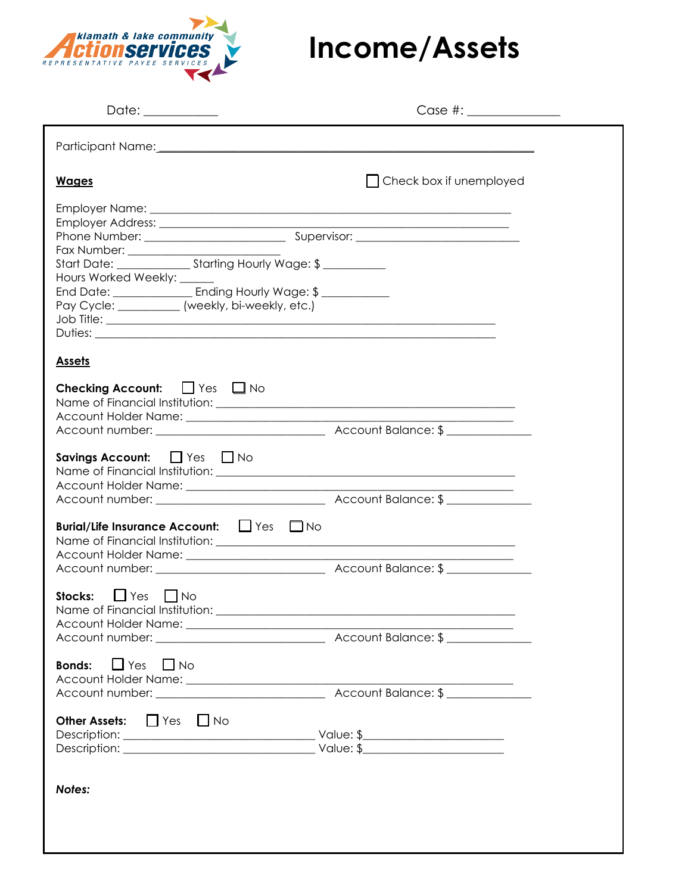klamath & lake community **Action services**
REPRESENTATIVE PAYEE SERVICES

# Income/Assets

Date: ___________ Case #: _____________

Participant Name: ____________________________________________________________

**Wages** ☐ Check box if unemployed

Employer Name: ________________________________________________________
Employer Address: ______________________________________________________
Phone Number: ______________________ Supervisor: _________________________
Fax Number: ______________________
Start Date: ___________ Starting Hourly Wage: $ __________
Hours Worked Weekly: _____
End Date: ____________ Ending Hourly Wage: $ ___________
Pay Cycle: _________ (weekly, bi-weekly, etc.)
Job Title: ______________________________________________________________
Duties: ________________________________________________________________

**Assets**

**Checking Account:** ☐ Yes ☐ No
Name of Financial Institution: ______________________________________________
Account Holder Name: ____________________________________________________
Account number: __________________________ Account Balance: $ _____________

**Savings Account:** ☐ Yes ☐ No
Name of Financial Institution: ______________________________________________
Account Holder Name: ____________________________________________________
Account number: __________________________ Account Balance: $ _____________

**Burial/Life Insurance Account:** ☐ Yes ☐ No
Name of Financial Institution: ______________________________________________
Account Holder Name: ____________________________________________________
Account number: __________________________ Account Balance: $ _____________

**Stocks:** ☐ Yes ☐ No
Name of Financial Institution: ______________________________________________
Account Holder Name: ____________________________________________________
Account number: __________________________ Account Balance: $ _____________

**Bonds:** ☐ Yes ☐ No
Account Holder Name: ____________________________________________________
Account number: __________________________ Account Balance: $ _____________

**Other Assets:** ☐ Yes ☐ No
Description: ______________________________ Value: $______________________
Description: ______________________________ Value: $______________________

***Notes:***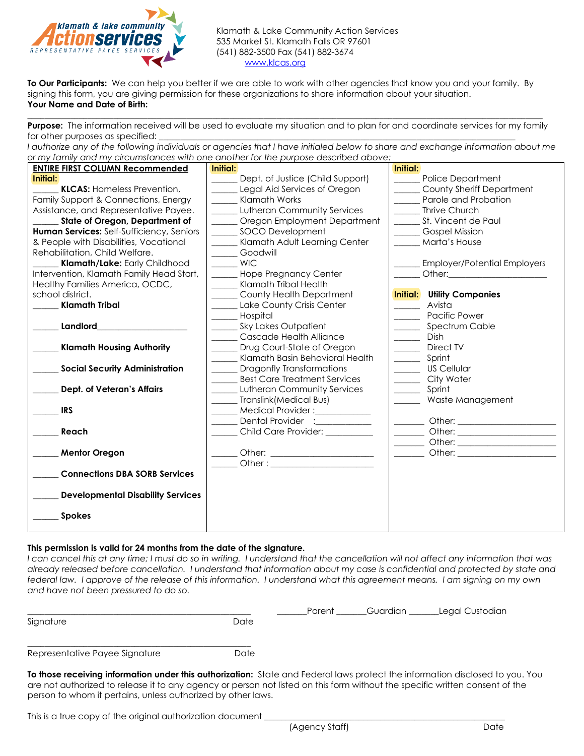klamath & lake community **Action services**
REPRESENTATIVE PAYEE SERVICES

Klamath & Lake Community Action Services
535 Market St. Klamath Falls OR 97601
(541) 882-3500 Fax (541) 882-3674
www.klcas.org

**To Our Participants:** We can help you better if we are able to work with other agencies that know you and your family. By signing this form, you are giving permission for these organizations to share information about your situation.
**Your Name and Date of Birth:**

______________________________________________________________________________

**Purpose:** The information received will be used to evaluate my situation and to plan for and coordinate services for my family for other purposes as specified: ______________________________________________________________

*I authorize any of the following individuals or agencies that I have initialed below to share and exchange information about me or my family and my circumstances with one another for the purpose described above:*

| **ENTIRE FIRST COLUMN Recommended** | **Initial:** | **Initial:** |
|---|---|---|
| **Initial:** | ______ Dept. of Justice (Child Support) | ______ Police Department |
| ______ **KLCAS:** Homeless Prevention, Family Support & Connections, Energy Assistance, and Representative Payee. | ______ Legal Aid Services of Oregon | ______ County Sheriff Department |
| ______ **State of Oregon, Department of Human Services:** Self-Sufficiency, Seniors & People with Disabilities, Vocational Rehabilitation, Child Welfare. | ______ Klamath Works | ______ Parole and Probation |
| ______ **Klamath/Lake:** Early Childhood Intervention, Klamath Family Head Start, Healthy Families America, OCDC, school district. | ______ Lutheran Community Services | ______ Thrive Church |
| ______ **Klamath Tribal** | ______ Oregon Employment Department | ______ St. Vincent de Paul |
| ______ **Landlord**____________________ | ______ SOCO Development | ______ Gospel Mission |
| ______ **Klamath Housing Authority** | ______ Klamath Adult Learning Center | ______ Marta's House |
| ______ **Social Security Administration** | ______ Goodwill | ______ Employer/Potential Employers |
| ______ **Dept. of Veteran's Affairs** | ______ WIC | ______ Other:____________________ |
| ______ **IRS** | ______ Hope Pregnancy Center | **Initial:** **Utility Companies** |
| ______ **Reach** | ______ Klamath Tribal Health | ______ Avista |
| ______ **Mentor Oregon** | ______ County Health Department | ______ Pacific Power |
| ______ **Connections DBA SORB Services** | ______ Lake County Crisis Center | ______ Spectrum Cable |
| ______ **Developmental Disability Services** | ______ Hospital | ______ Dish |
| ______ **Spokes** | ______ Sky Lakes Outpatient | ______ Direct TV |
| | ______ Cascade Health Alliance | ______ Sprint |
| | ______ Drug Court-State of Oregon | ______ US Cellular |
| | ______ Klamath Basin Behavioral Health | ______ City Water |
| | ______ Dragonfly Transformations | ______ Sprint |
| | ______ Best Care Treatment Services | ______ Waste Management |
| | ______ Lutheran Community Services | ______ Other: ____________________ |
| | ______ Translink(Medical Bus) | ______ Other: ____________________ |
| | ______ Medical Provider :____________ | ______ Other: ____________________ |
| | ______ Dental Provider :____________ | ______ Other: ____________________ |
| | ______ Child Care Provider: __________ | |
| | ______ Other: ____________________ | |
| | ______ Other : ____________________ | |

**This permission is valid for 24 months from the date of the signature.**
*I can cancel this at any time; I must do so in writing. I understand that the cancellation will not affect any information that was already released before cancellation. I understand that information about my case is confidential and protected by state and federal law. I approve of the release of this information. I understand what this agreement means. I am signing on my own and have not been pressured to do so.*

______________________________________________ _______Parent _______Guardian _______Legal Custodian
Signature Date

______________________________________________
Representative Payee Signature Date

**To those receiving information under this authorization:** State and Federal laws protect the information disclosed to you. You are not authorized to release it to any agency or person not listed on this form without the specific written consent of the person to whom it pertains, unless authorized by other laws.

This is a true copy of the original authorization document ______________________________________________
(Agency Staff) Date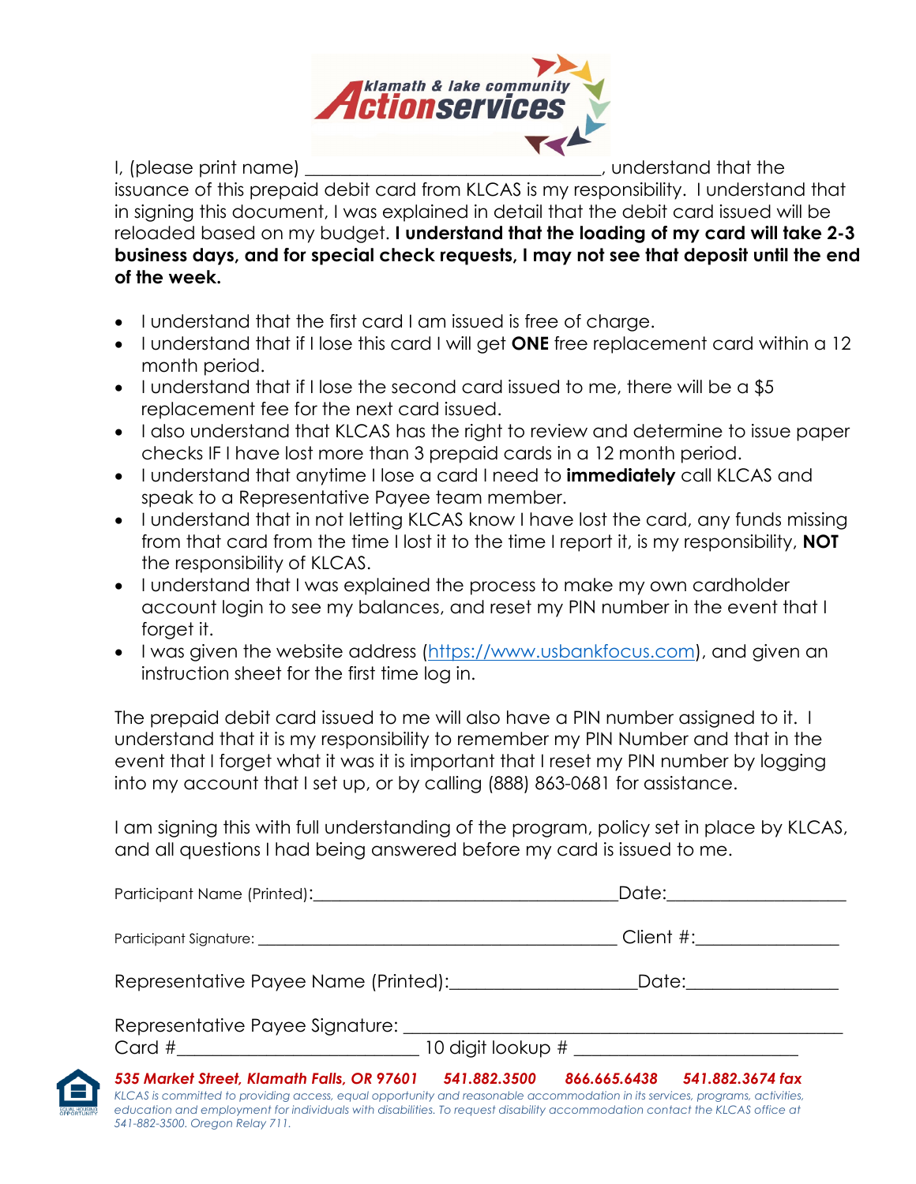klamath & lake community Actionservices

I, (please print name) ________________________________, understand that the issuance of this prepaid debit card from KLCAS is my responsibility. I understand that in signing this document, I was explained in detail that the debit card issued will be reloaded based on my budget. **I understand that the loading of my card will take 2-3 business days, and for special check requests, I may not see that deposit until the end of the week.**

- I understand that the first card I am issued is free of charge.
- I understand that if I lose this card I will get **ONE** free replacement card within a 12 month period.
- I understand that if I lose the second card issued to me, there will be a $5 replacement fee for the next card issued.
- I also understand that KLCAS has the right to review and determine to issue paper checks IF I have lost more than 3 prepaid cards in a 12 month period.
- I understand that anytime I lose a card I need to **immediately** call KLCAS and speak to a Representative Payee team member.
- I understand that in not letting KLCAS know I have lost the card, any funds missing from that card from the time I lost it to the time I report it, is my responsibility, **NOT** the responsibility of KLCAS.
- I understand that I was explained the process to make my own cardholder account login to see my balances, and reset my PIN number in the event that I forget it.
- I was given the website address (https://www.usbankfocus.com), and given an instruction sheet for the first time log in.

The prepaid debit card issued to me will also have a PIN number assigned to it. I understand that it is my responsibility to remember my PIN Number and that in the event that I forget what it was it is important that I reset my PIN number by logging into my account that I set up, or by calling (888) 863-0681 for assistance.

I am signing this with full understanding of the program, policy set in place by KLCAS, and all questions I had being answered before my card is issued to me.

Participant Name (Printed):__________________________________Date:___________________

Participant Signature: __________________________________________ Client #:_______________

Representative Payee Name (Printed):___________________Date:________________

Representative Payee Signature: ______________________________________________

Card #_________________________ 10 digit lookup # _______________________

***535 Market Street, Klamath Falls, OR 97601 541.882.3500 866.665.6438 541.882.3674 fax***

*KLCAS is committed to providing access, equal opportunity and reasonable accommodation in its services, programs, activities, education and employment for individuals with disabilities. To request disability accommodation contact the KLCAS office at 541-882-3500. Oregon Relay 711.*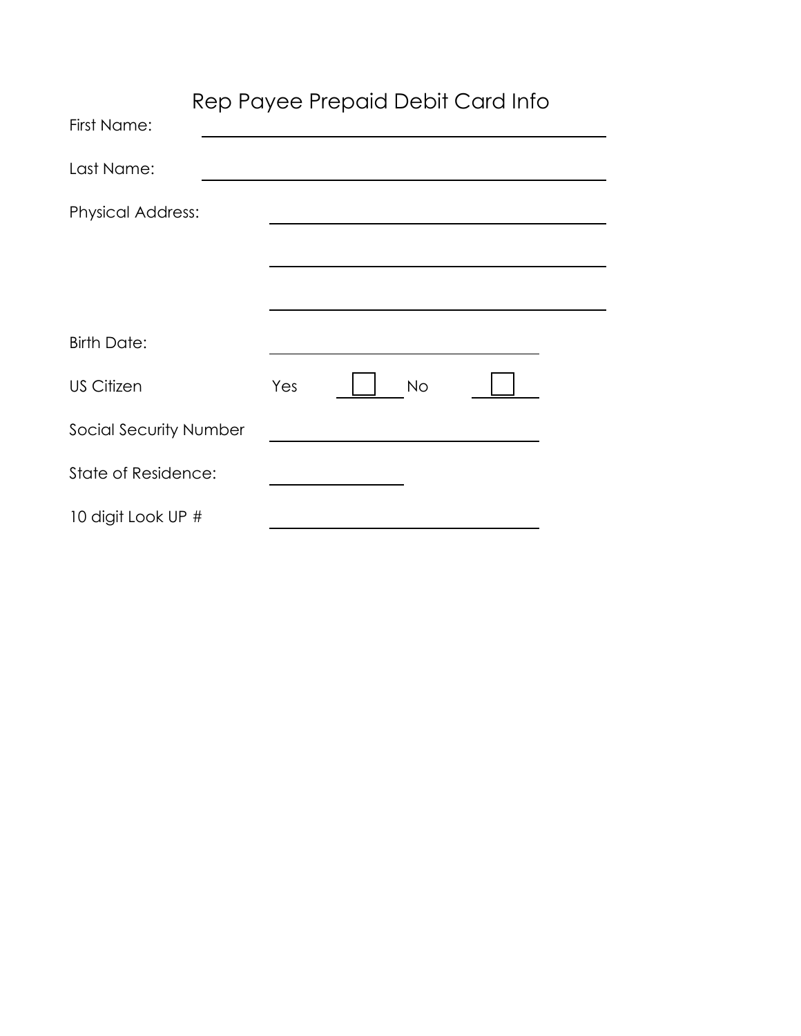# Rep Payee Prepaid Debit Card Info

First Name: ______________________________

Last Name: ______________________________

Physical Address: ______________________________

______________________________

______________________________

Birth Date: ______________________________

US Citizen Yes ☐ No ☐

Social Security Number ______________________________

State of Residence: ______________

10 digit Look UP # ______________________________